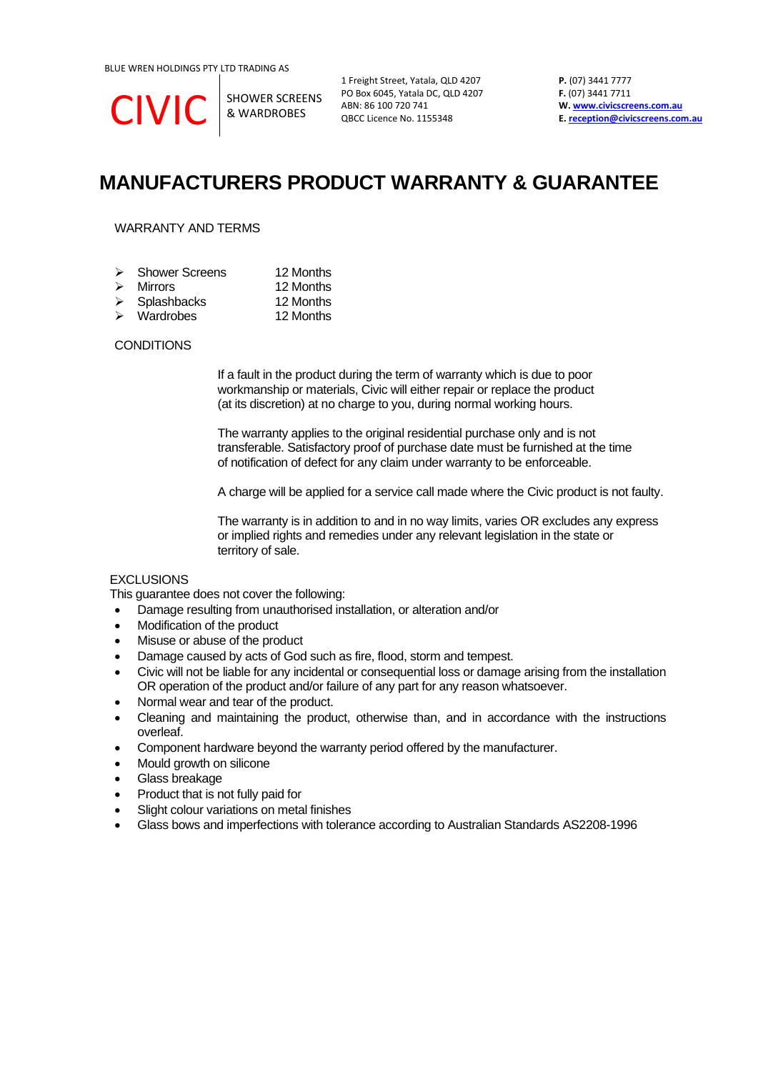BLUE WREN HOLDINGS PTY LTD TRADING AS

CIVIC | SHOWER SCREENS & WARDROBES

1 Freight Street, Yatala, QLD 4207
PO Box 6045, Yatala DC, QLD 4207
ABN: 86 100 720 741
QBCC Licence No. 1155348

**P.** (07) 3441 7777
**F.** (07) 3441 7711
**W.** www.civicscreens.com.au
**E.** reception@civicscreens.com.au

# MANUFACTURERS PRODUCT WARRANTY & GUARANTEE

## WARRANTY AND TERMS

| | |
|---|---|
| ➢ Shower Screens | 12 Months |
| ➢ Mirrors | 12 Months |
| ➢ Splashbacks | 12 Months |
| ➢ Wardrobes | 12 Months |

## CONDITIONS

If a fault in the product during the term of warranty which is due to poor workmanship or materials, Civic will either repair or replace the product (at its discretion) at no charge to you, during normal working hours.

The warranty applies to the original residential purchase only and is not transferable. Satisfactory proof of purchase date must be furnished at the time of notification of defect for any claim under warranty to be enforceable.

A charge will be applied for a service call made where the Civic product is not faulty.

The warranty is in addition to and in no way limits, varies OR excludes any express or implied rights and remedies under any relevant legislation in the state or territory of sale.

## EXCLUSIONS

This guarantee does not cover the following:

- Damage resulting from unauthorised installation, or alteration and/or
- Modification of the product
- Misuse or abuse of the product
- Damage caused by acts of God such as fire, flood, storm and tempest.
- Civic will not be liable for any incidental or consequential loss or damage arising from the installation OR operation of the product and/or failure of any part for any reason whatsoever.
- Normal wear and tear of the product.
- Cleaning and maintaining the product, otherwise than, and in accordance with the instructions overleaf.
- Component hardware beyond the warranty period offered by the manufacturer.
- Mould growth on silicone
- Glass breakage
- Product that is not fully paid for
- Slight colour variations on metal finishes
- Glass bows and imperfections with tolerance according to Australian Standards AS2208-1996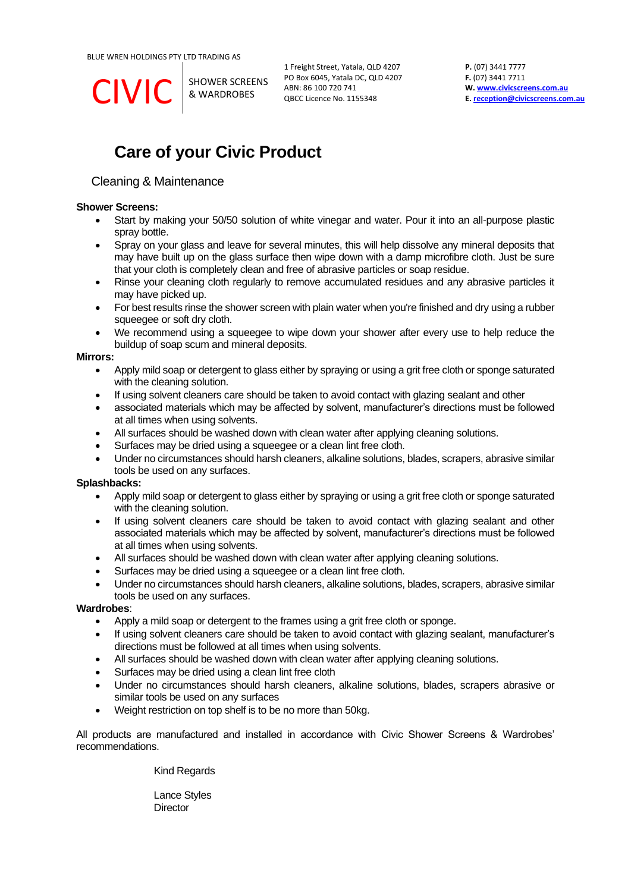BLUE WREN HOLDINGS PTY LTD TRADING AS

CIVIC | SHOWER SCREENS & WARDROBES

1 Freight Street, Yatala, QLD 4207
PO Box 6045, Yatala DC, QLD 4207
ABN: 86 100 720 741
QBCC Licence No. 1155348

**P.** (07) 3441 7777
**F.** (07) 3441 7711
**W.** www.civicscreens.com.au
**E.** reception@civicscreens.com.au

# Care of your Civic Product

## Cleaning & Maintenance

**Shower Screens:**

- Start by making your 50/50 solution of white vinegar and water. Pour it into an all-purpose plastic spray bottle.
- Spray on your glass and leave for several minutes, this will help dissolve any mineral deposits that may have built up on the glass surface then wipe down with a damp microfibre cloth. Just be sure that your cloth is completely clean and free of abrasive particles or soap residue.
- Rinse your cleaning cloth regularly to remove accumulated residues and any abrasive particles it may have picked up.
- For best results rinse the shower screen with plain water when you're finished and dry using a rubber squeegee or soft dry cloth.
- We recommend using a squeegee to wipe down your shower after every use to help reduce the buildup of soap scum and mineral deposits.

**Mirrors:**

- Apply mild soap or detergent to glass either by spraying or using a grit free cloth or sponge saturated with the cleaning solution.
- If using solvent cleaners care should be taken to avoid contact with glazing sealant and other
- associated materials which may be affected by solvent, manufacturer's directions must be followed at all times when using solvents.
- All surfaces should be washed down with clean water after applying cleaning solutions.
- Surfaces may be dried using a squeegee or a clean lint free cloth.
- Under no circumstances should harsh cleaners, alkaline solutions, blades, scrapers, abrasive similar tools be used on any surfaces.

**Splashbacks:**

- Apply mild soap or detergent to glass either by spraying or using a grit free cloth or sponge saturated with the cleaning solution.
- If using solvent cleaners care should be taken to avoid contact with glazing sealant and other associated materials which may be affected by solvent, manufacturer's directions must be followed at all times when using solvents.
- All surfaces should be washed down with clean water after applying cleaning solutions.
- Surfaces may be dried using a squeegee or a clean lint free cloth.
- Under no circumstances should harsh cleaners, alkaline solutions, blades, scrapers, abrasive similar tools be used on any surfaces.

**Wardrobes**:

- Apply a mild soap or detergent to the frames using a grit free cloth or sponge.
- If using solvent cleaners care should be taken to avoid contact with glazing sealant, manufacturer's directions must be followed at all times when using solvents.
- All surfaces should be washed down with clean water after applying cleaning solutions.
- Surfaces may be dried using a clean lint free cloth
- Under no circumstances should harsh cleaners, alkaline solutions, blades, scrapers abrasive or similar tools be used on any surfaces
- Weight restriction on top shelf is to be no more than 50kg.

All products are manufactured and installed in accordance with Civic Shower Screens & Wardrobes' recommendations.

Kind Regards

Lance Styles
Director